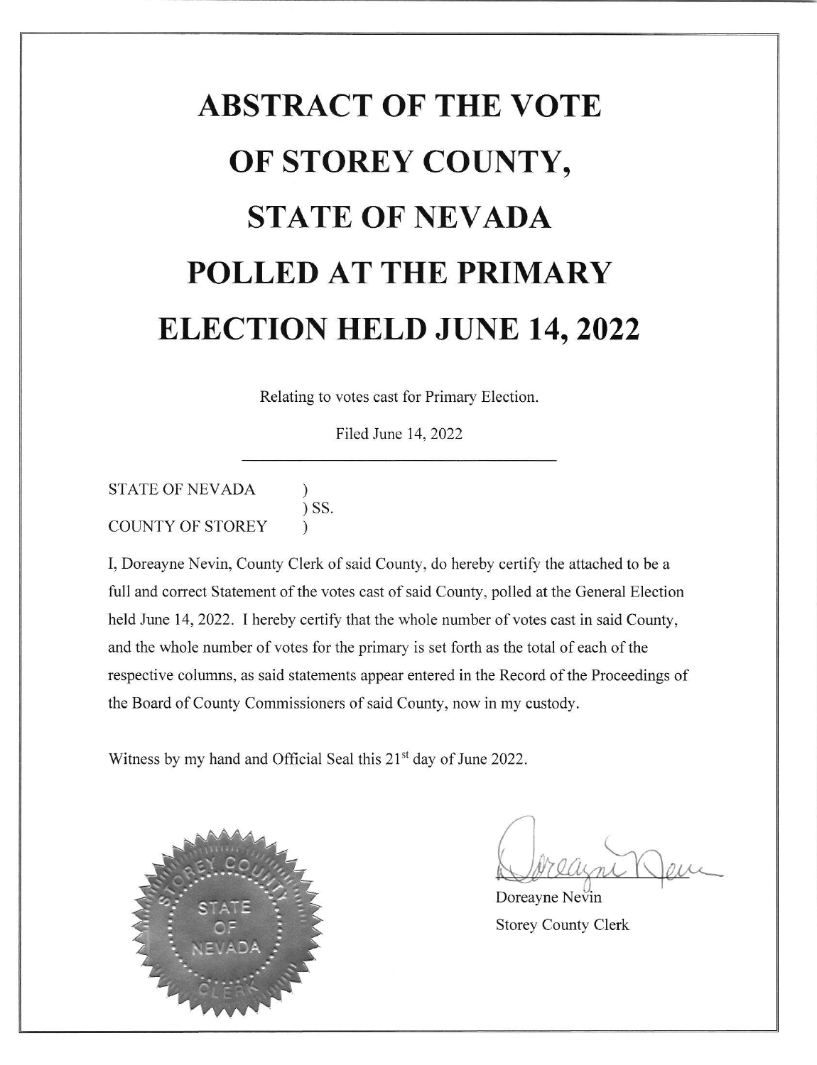# ABSTRACT OF THE VOTE OF STOREY COUNTY, STATE OF NEVADA POLLED AT THE PRIMARY ELECTION HELD JUNE 14, 2022

Relating to votes cast for Primary Election.

Filed June 14, 2022

---

STATE OF NEVADA )
) SS.
COUNTY OF STOREY )

I, Doreayne Nevin, County Clerk of said County, do hereby certify the attached to be a full and correct Statement of the votes cast of said County, polled at the General Election held June 14, 2022. I hereby certify that the whole number of votes cast in said County, and the whole number of votes for the primary is set forth as the total of each of the respective columns, as said statements appear entered in the Record of the Proceedings of the Board of County Commissioners of said County, now in my custody.

Witness by my hand and Official Seal this 21st day of June 2022.

STOREY COUNTY STATE OF NEVADA CLERK

Doreayne Nevin
Storey County Clerk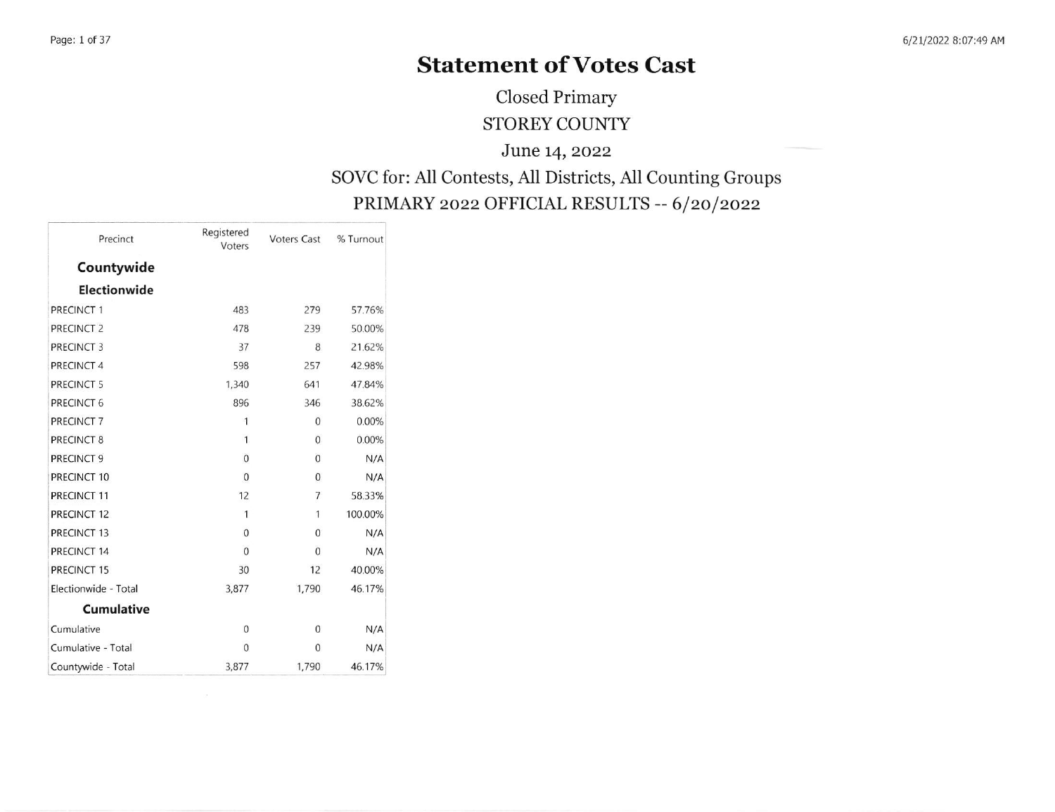# Statement of Votes Cast

## Closed Primary

## STOREY COUNTY

## June 14, 2022

## SOVC for: All Contests, All Districts, All Counting Groups

## PRIMARY 2022 OFFICIAL RESULTS -- 6/20/2022

| Precinct | Registered Voters | Voters Cast | % Turnout |
|---|---|---|---|
| **Countywide** | | | |
| **Electionwide** | | | |
| PRECINCT 1 | 483 | 279 | 57.76% |
| PRECINCT 2 | 478 | 239 | 50.00% |
| PRECINCT 3 | 37 | 8 | 21.62% |
| PRECINCT 4 | 598 | 257 | 42.98% |
| PRECINCT 5 | 1,340 | 641 | 47.84% |
| PRECINCT 6 | 896 | 346 | 38.62% |
| PRECINCT 7 | 1 | 0 | 0.00% |
| PRECINCT 8 | 1 | 0 | 0.00% |
| PRECINCT 9 | 0 | 0 | N/A |
| PRECINCT 10 | 0 | 0 | N/A |
| PRECINCT 11 | 12 | 7 | 58.33% |
| PRECINCT 12 | 1 | 1 | 100.00% |
| PRECINCT 13 | 0 | 0 | N/A |
| PRECINCT 14 | 0 | 0 | N/A |
| PRECINCT 15 | 30 | 12 | 40.00% |
| Electionwide - Total | 3,877 | 1,790 | 46.17% |
| **Cumulative** | | | |
| Cumulative | 0 | 0 | N/A |
| Cumulative - Total | 0 | 0 | N/A |
| Countywide - Total | 3,877 | 1,790 | 46.17% |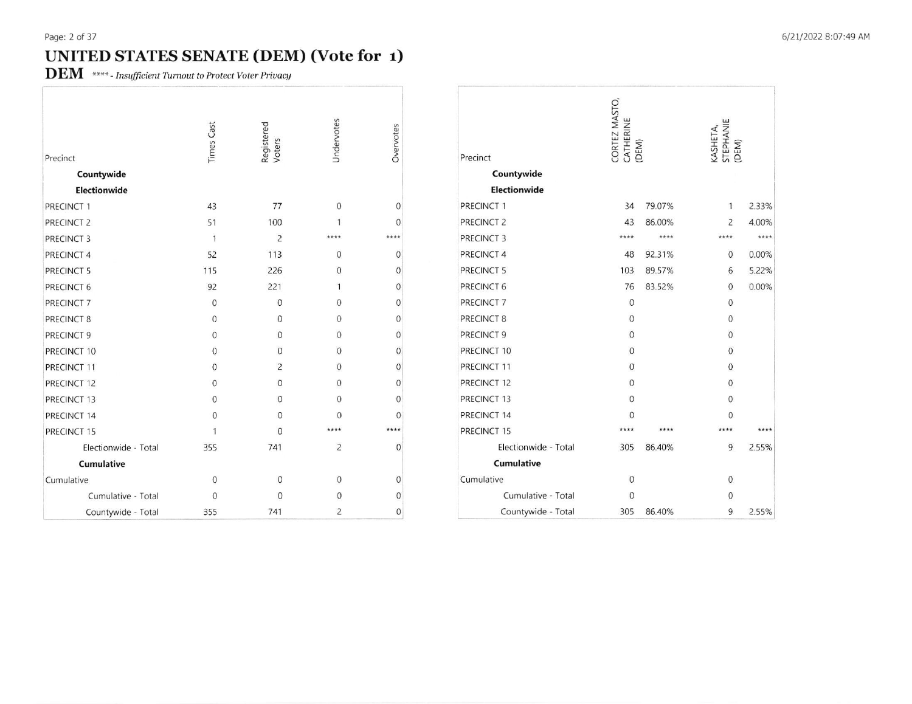# UNITED STATES SENATE (DEM) (Vote for 1)

**DEM** *\*\*\*\* - Insufficient Turnout to Protect Voter Privacy*

| Precinct | Times Cast | Registered Voters | Undervotes | Overvotes |
|---|---|---|---|---|
| **Countywide** | | | | |
| **Electionwide** | | | | |
| PRECINCT 1 | 43 | 77 | 0 | 0 |
| PRECINCT 2 | 51 | 100 | 1 | 0 |
| PRECINCT 3 | 1 | 2 | **** | **** |
| PRECINCT 4 | 52 | 113 | 0 | 0 |
| PRECINCT 5 | 115 | 226 | 0 | 0 |
| PRECINCT 6 | 92 | 221 | 1 | 0 |
| PRECINCT 7 | 0 | 0 | 0 | 0 |
| PRECINCT 8 | 0 | 0 | 0 | 0 |
| PRECINCT 9 | 0 | 0 | 0 | 0 |
| PRECINCT 10 | 0 | 0 | 0 | 0 |
| PRECINCT 11 | 0 | 2 | 0 | 0 |
| PRECINCT 12 | 0 | 0 | 0 | 0 |
| PRECINCT 13 | 0 | 0 | 0 | 0 |
| PRECINCT 14 | 0 | 0 | 0 | 0 |
| PRECINCT 15 | 1 | 0 | **** | **** |
| Electionwide - Total | 355 | 741 | 2 | 0 |
| **Cumulative** | | | | |
| Cumulative | 0 | 0 | 0 | 0 |
| Cumulative - Total | 0 | 0 | 0 | 0 |
| Countywide - Total | 355 | 741 | 2 | 0 |

| Precinct | CORTEZ MASTO, CATHERINE (DEM) | | KASHETA, STEPHANIE (DEM) | |
|---|---|---|---|---|
| **Countywide** | | | | |
| **Electionwide** | | | | |
| PRECINCT 1 | 34 | 79.07% | 1 | 2.33% |
| PRECINCT 2 | 43 | 86.00% | 2 | 4.00% |
| PRECINCT 3 | **** | **** | **** | **** |
| PRECINCT 4 | 48 | 92.31% | 0 | 0.00% |
| PRECINCT 5 | 103 | 89.57% | 6 | 5.22% |
| PRECINCT 6 | 76 | 83.52% | 0 | 0.00% |
| PRECINCT 7 | 0 | | 0 | |
| PRECINCT 8 | 0 | | 0 | |
| PRECINCT 9 | 0 | | 0 | |
| PRECINCT 10 | 0 | | 0 | |
| PRECINCT 11 | 0 | | 0 | |
| PRECINCT 12 | 0 | | 0 | |
| PRECINCT 13 | 0 | | 0 | |
| PRECINCT 14 | 0 | | 0 | |
| PRECINCT 15 | **** | **** | **** | **** |
| Electionwide - Total | 305 | 86.40% | 9 | 2.55% |
| **Cumulative** | | | | |
| Cumulative | 0 | | 0 | |
| Cumulative - Total | 0 | | 0 | |
| Countywide - Total | 305 | 86.40% | 9 | 2.55% |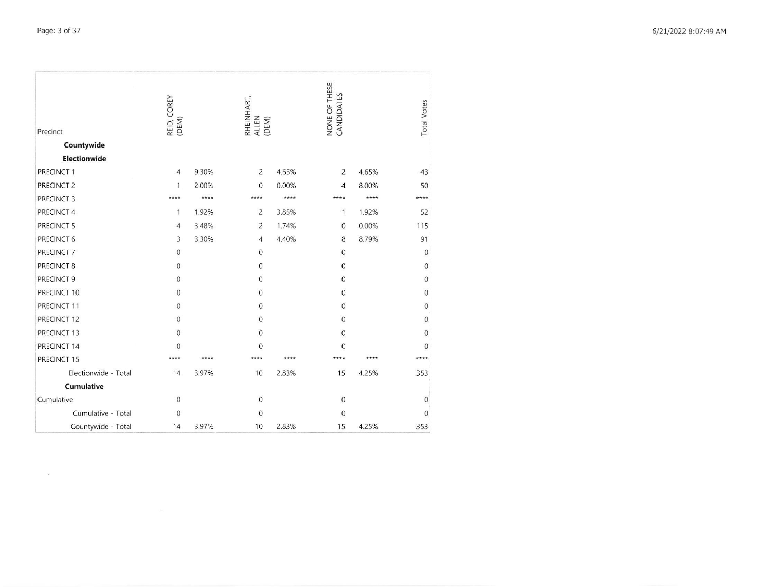| Precinct | REID, COREY (DEM) | | RHEINHART, ALLEN (DEM) | | NONE OF THESE CANDIDATES | | Total Votes |
|---|---|---|---|---|---|---|---|
| **Countywide** | | | | | | | |
| **Electionwide** | | | | | | | |
| PRECINCT 1 | 4 | 9.30% | 2 | 4.65% | 2 | 4.65% | 43 |
| PRECINCT 2 | 1 | 2.00% | 0 | 0.00% | 4 | 8.00% | 50 |
| PRECINCT 3 | **** | **** | **** | **** | **** | **** | **** |
| PRECINCT 4 | 1 | 1.92% | 2 | 3.85% | 1 | 1.92% | 52 |
| PRECINCT 5 | 4 | 3.48% | 2 | 1.74% | 0 | 0.00% | 115 |
| PRECINCT 6 | 3 | 3.30% | 4 | 4.40% | 8 | 8.79% | 91 |
| PRECINCT 7 | 0 | | 0 | | 0 | | 0 |
| PRECINCT 8 | 0 | | 0 | | 0 | | 0 |
| PRECINCT 9 | 0 | | 0 | | 0 | | 0 |
| PRECINCT 10 | 0 | | 0 | | 0 | | 0 |
| PRECINCT 11 | 0 | | 0 | | 0 | | 0 |
| PRECINCT 12 | 0 | | 0 | | 0 | | 0 |
| PRECINCT 13 | 0 | | 0 | | 0 | | 0 |
| PRECINCT 14 | 0 | | 0 | | 0 | | 0 |
| PRECINCT 15 | **** | **** | **** | **** | **** | **** | **** |
| Electionwide - Total | 14 | 3.97% | 10 | 2.83% | 15 | 4.25% | 353 |
| **Cumulative** | | | | | | | |
| Cumulative | 0 | | 0 | | 0 | | 0 |
| Cumulative - Total | 0 | | 0 | | 0 | | 0 |
| Countywide - Total | 14 | 3.97% | 10 | 2.83% | 15 | 4.25% | 353 |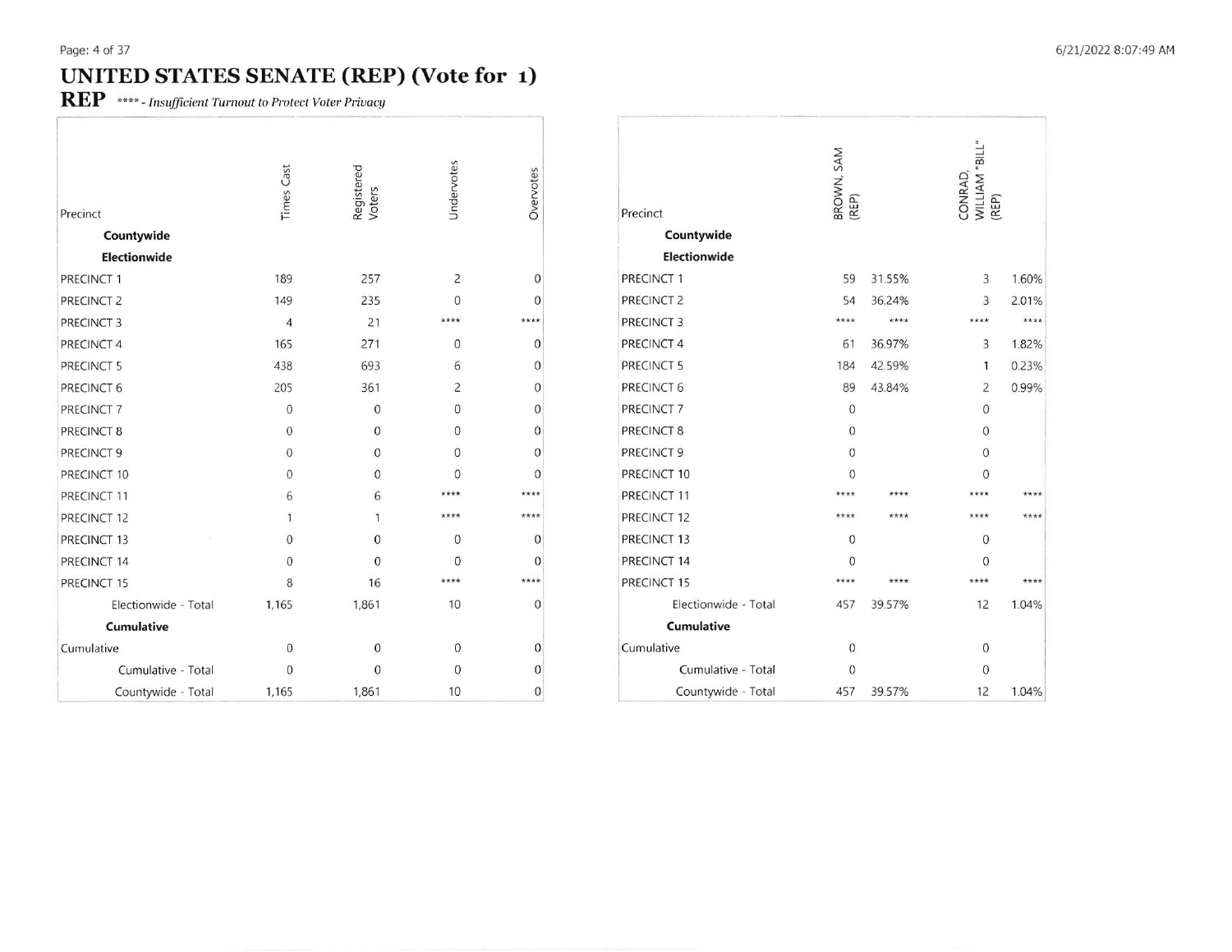# UNITED STATES SENATE (REP) (Vote for 1)

**REP** *\*\*\*\* - Insufficient Turnout to Protect Voter Privacy*

| Precinct | Times Cast | Registered Voters | Undervotes | Overvotes |
|---|---|---|---|---|
| **Countywide** | | | | |
| **Electionwide** | | | | |
| PRECINCT 1 | 189 | 257 | 2 | 0 |
| PRECINCT 2 | 149 | 235 | 0 | 0 |
| PRECINCT 3 | 4 | 21 | **** | **** |
| PRECINCT 4 | 165 | 271 | 0 | 0 |
| PRECINCT 5 | 438 | 693 | 6 | 0 |
| PRECINCT 6 | 205 | 361 | 2 | 0 |
| PRECINCT 7 | 0 | 0 | 0 | 0 |
| PRECINCT 8 | 0 | 0 | 0 | 0 |
| PRECINCT 9 | 0 | 0 | 0 | 0 |
| PRECINCT 10 | 0 | 0 | 0 | 0 |
| PRECINCT 11 | 6 | 6 | **** | **** |
| PRECINCT 12 | 1 | 1 | **** | **** |
| PRECINCT 13 | 0 | 0 | 0 | 0 |
| PRECINCT 14 | 0 | 0 | 0 | 0 |
| PRECINCT 15 | 8 | 16 | **** | **** |
| Electionwide - Total | 1,165 | 1,861 | 10 | 0 |
| **Cumulative** | | | | |
| Cumulative | 0 | 0 | 0 | 0 |
| Cumulative - Total | 0 | 0 | 0 | 0 |
| Countywide - Total | 1,165 | 1,861 | 10 | 0 |

| Precinct | BROWN, SAM (REP) | | CONRAD, WILLIAM "BILL" (REP) | |
|---|---|---|---|---|
| **Countywide** | | | | |
| **Electionwide** | | | | |
| PRECINCT 1 | 59 | 31.55% | 3 | 1.60% |
| PRECINCT 2 | 54 | 36.24% | 3 | 2.01% |
| PRECINCT 3 | **** | **** | **** | **** |
| PRECINCT 4 | 61 | 36.97% | 3 | 1.82% |
| PRECINCT 5 | 184 | 42.59% | 1 | 0.23% |
| PRECINCT 6 | 89 | 43.84% | 2 | 0.99% |
| PRECINCT 7 | 0 | | 0 | |
| PRECINCT 8 | 0 | | 0 | |
| PRECINCT 9 | 0 | | 0 | |
| PRECINCT 10 | 0 | | 0 | |
| PRECINCT 11 | **** | **** | **** | **** |
| PRECINCT 12 | **** | **** | **** | **** |
| PRECINCT 13 | 0 | | 0 | |
| PRECINCT 14 | 0 | | 0 | |
| PRECINCT 15 | **** | **** | **** | **** |
| Electionwide - Total | 457 | 39.57% | 12 | 1.04% |
| **Cumulative** | | | | |
| Cumulative | 0 | | 0 | |
| Cumulative - Total | 0 | | 0 | |
| Countywide - Total | 457 | 39.57% | 12 | 1.04% |